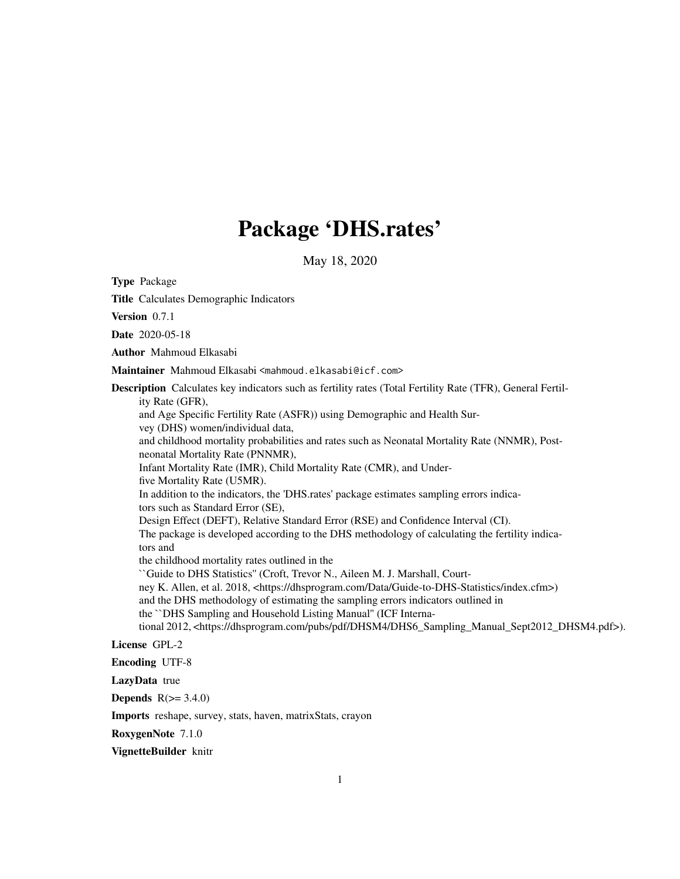# Package 'DHS.rates'

May 18, 2020

**Type** Package

**Title** Calculates Demographic Indicators

**Version** 0.7.1

**Date** 2020-05-18

**Author** Mahmoud Elkasabi

**Maintainer** Mahmoud Elkasabi <mahmoud.elkasabi@icf.com>

**Description** Calculates key indicators such as fertility rates (Total Fertility Rate (TFR), General Fertility Rate (GFR), and Age Specific Fertility Rate (ASFR)) using Demographic and Health Survey (DHS) women/individual data, and childhood mortality probabilities and rates such as Neonatal Mortality Rate (NNMR), Post-neonatal Mortality Rate (PNNMR), Infant Mortality Rate (IMR), Child Mortality Rate (CMR), and Under-five Mortality Rate (U5MR). In addition to the indicators, the 'DHS.rates' package estimates sampling errors indicators such as Standard Error (SE), Design Effect (DEFT), Relative Standard Error (RSE) and Confidence Interval (CI). The package is developed according to the DHS methodology of calculating the fertility indicators and the childhood mortality rates outlined in the ``Guide to DHS Statistics'' (Croft, Trevor N., Aileen M. J. Marshall, Courtney K. Allen, et al. 2018, <https://dhsprogram.com/Data/Guide-to-DHS-Statistics/index.cfm>) and the DHS methodology of estimating the sampling errors indicators outlined in the ``DHS Sampling and Household Listing Manual'' (ICF International 2012, <https://dhsprogram.com/pubs/pdf/DHSM4/DHS6_Sampling_Manual_Sept2012_DHSM4.pdf>).

**License** GPL-2

**Encoding** UTF-8

**LazyData** true

**Depends** R(>= 3.4.0)

**Imports** reshape, survey, stats, haven, matrixStats, crayon

**RoxygenNote** 7.1.0

**VignetteBuilder** knitr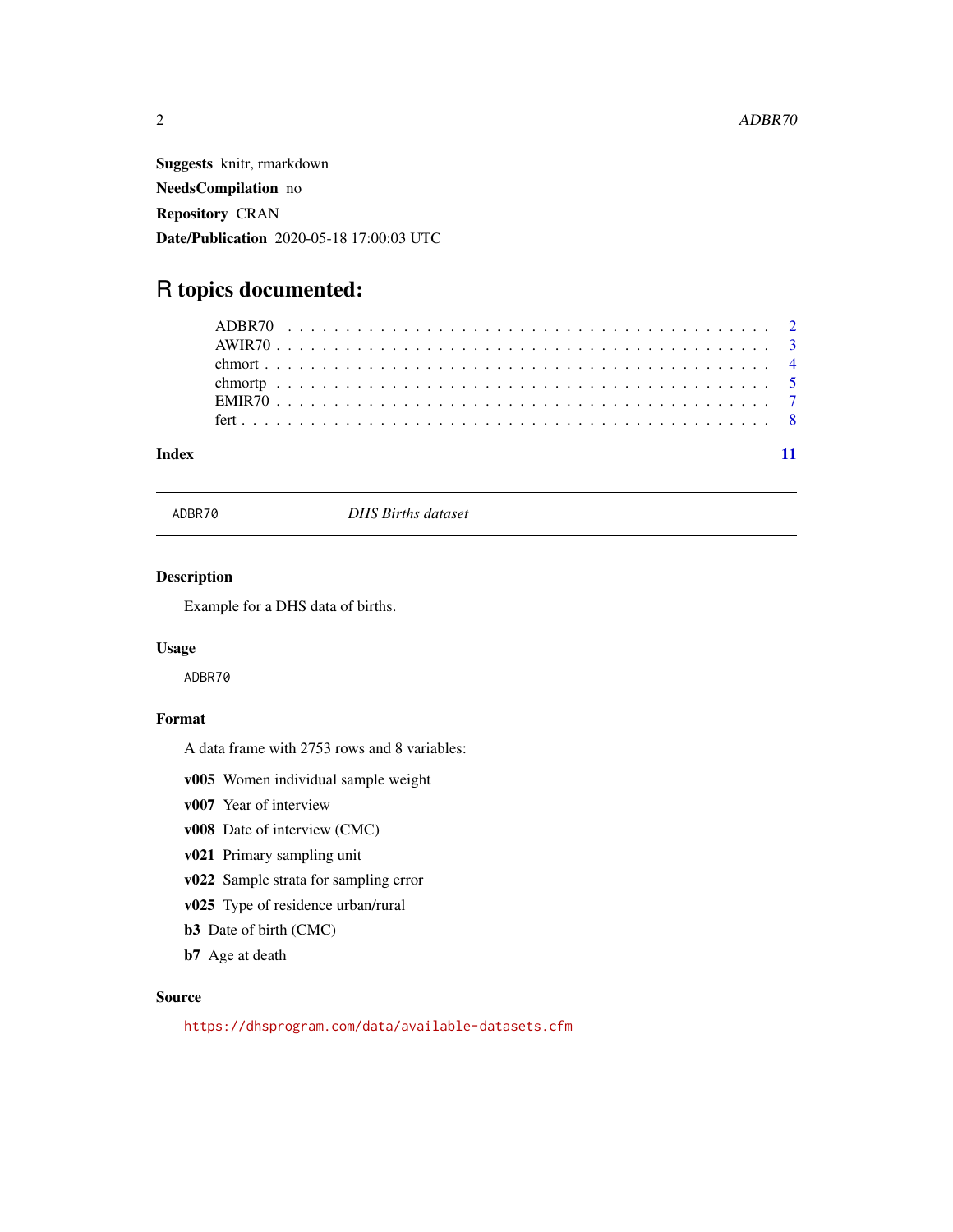**Suggests** knitr, rmarkdown

**NeedsCompilation** no

**Repository** CRAN

**Date/Publication** 2020-05-18 17:00:03 UTC

# R topics documented:

ADBR70 . . . . . . . . . . . . . . . . . . . . . . . . . . . . . . . . . . . . . . 2
AWIR70 . . . . . . . . . . . . . . . . . . . . . . . . . . . . . . . . . . . . . . 3
chmort . . . . . . . . . . . . . . . . . . . . . . . . . . . . . . . . . . . . . . 4
chmortp . . . . . . . . . . . . . . . . . . . . . . . . . . . . . . . . . . . . . . 5
EMIR70 . . . . . . . . . . . . . . . . . . . . . . . . . . . . . . . . . . . . . . 7
fert . . . . . . . . . . . . . . . . . . . . . . . . . . . . . . . . . . . . . . 8

**Index** 11

---

## ADBR70 — *DHS Births dataset*

### Description

Example for a DHS data of births.

### Usage

```
ADBR70
```

### Format

A data frame with 2753 rows and 8 variables:

**v005** Women individual sample weight

**v007** Year of interview

**v008** Date of interview (CMC)

**v021** Primary sampling unit

**v022** Sample strata for sampling error

**v025** Type of residence urban/rural

**b3** Date of birth (CMC)

**b7** Age at death

### Source

https://dhsprogram.com/data/available-datasets.cfm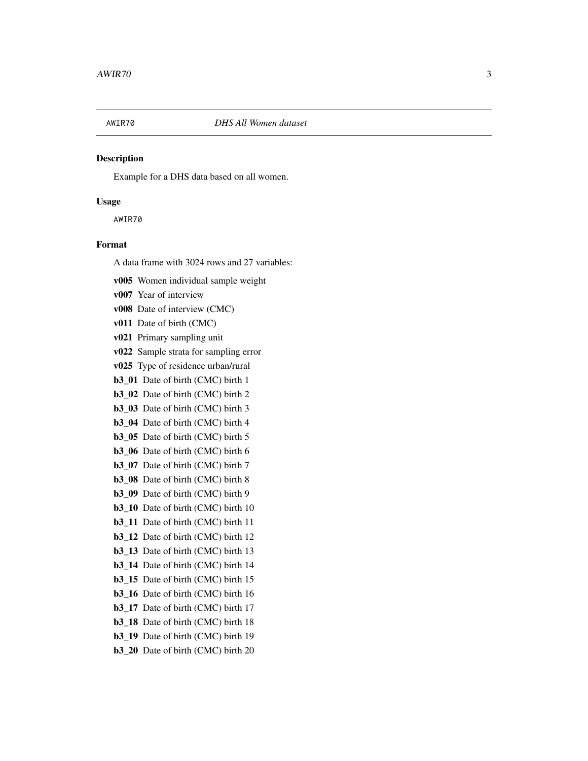`AWIR70` *DHS All Women dataset*

## Description

Example for a DHS data based on all women.

## Usage

```
AWIR70
```

## Format

A data frame with 3024 rows and 27 variables:

**v005** Women individual sample weight

**v007** Year of interview

**v008** Date of interview (CMC)

**v011** Date of birth (CMC)

**v021** Primary sampling unit

**v022** Sample strata for sampling error

**v025** Type of residence urban/rural

**b3_01** Date of birth (CMC) birth 1

**b3_02** Date of birth (CMC) birth 2

**b3_03** Date of birth (CMC) birth 3

**b3_04** Date of birth (CMC) birth 4

**b3_05** Date of birth (CMC) birth 5

**b3_06** Date of birth (CMC) birth 6

**b3_07** Date of birth (CMC) birth 7

**b3_08** Date of birth (CMC) birth 8

**b3_09** Date of birth (CMC) birth 9

**b3_10** Date of birth (CMC) birth 10

**b3_11** Date of birth (CMC) birth 11

**b3_12** Date of birth (CMC) birth 12

**b3_13** Date of birth (CMC) birth 13

**b3_14** Date of birth (CMC) birth 14

**b3_15** Date of birth (CMC) birth 15

**b3_16** Date of birth (CMC) birth 16

**b3_17** Date of birth (CMC) birth 17

**b3_18** Date of birth (CMC) birth 18

**b3_19** Date of birth (CMC) birth 19

**b3_20** Date of birth (CMC) birth 20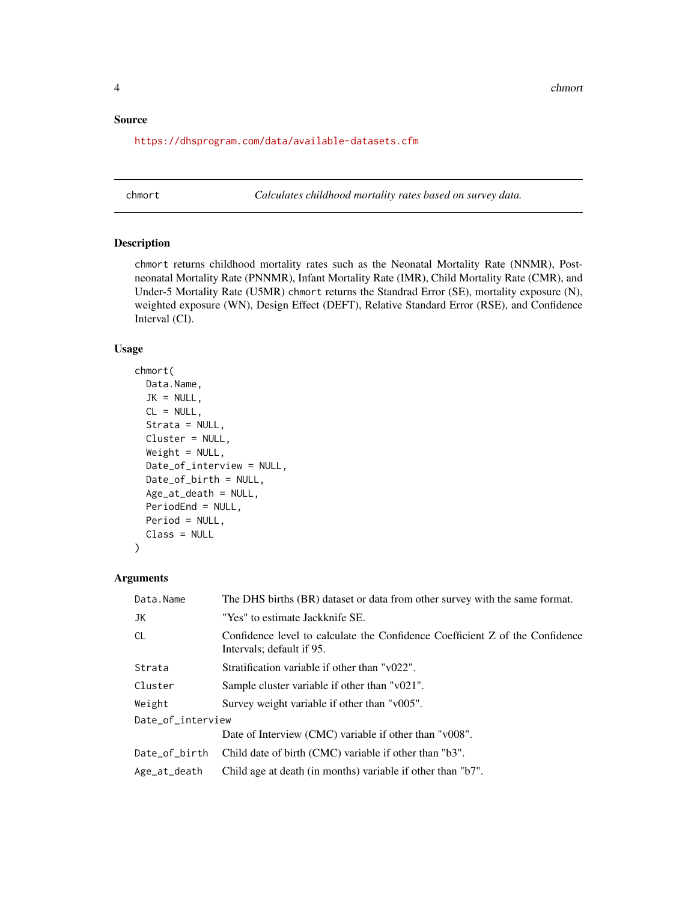## Source

https://dhsprogram.com/data/available-datasets.cfm

---

## chmort — *Calculates childhood mortality rates based on survey data.*

### Description

chmort returns childhood mortality rates such as the Neonatal Mortality Rate (NNMR), Postneonatal Mortality Rate (PNNMR), Infant Mortality Rate (IMR), Child Mortality Rate (CMR), and Under-5 Mortality Rate (U5MR) chmort returns the Standrad Error (SE), mortality exposure (N), weighted exposure (WN), Design Effect (DEFT), Relative Standard Error (RSE), and Confidence Interval (CI).

### Usage

```
chmort(
  Data.Name,
  JK = NULL,
  CL = NULL,
  Strata = NULL,
  Cluster = NULL,
  Weight = NULL,
  Date_of_interview = NULL,
  Date_of_birth = NULL,
  Age_at_death = NULL,
  PeriodEnd = NULL,
  Period = NULL,
  Class = NULL
)
```

### Arguments

| Argument | Description |
|---|---|
| Data.Name | The DHS births (BR) dataset or data from other survey with the same format. |
| JK | "Yes" to estimate Jackknife SE. |
| CL | Confidence level to calculate the Confidence Coefficient Z of the Confidence Intervals; default if 95. |
| Strata | Stratification variable if other than "v022". |
| Cluster | Sample cluster variable if other than "v021". |
| Weight | Survey weight variable if other than "v005". |
| Date_of_interview | Date of Interview (CMC) variable if other than "v008". |
| Date_of_birth | Child date of birth (CMC) variable if other than "b3". |
| Age_at_death | Child age at death (in months) variable if other than "b7". |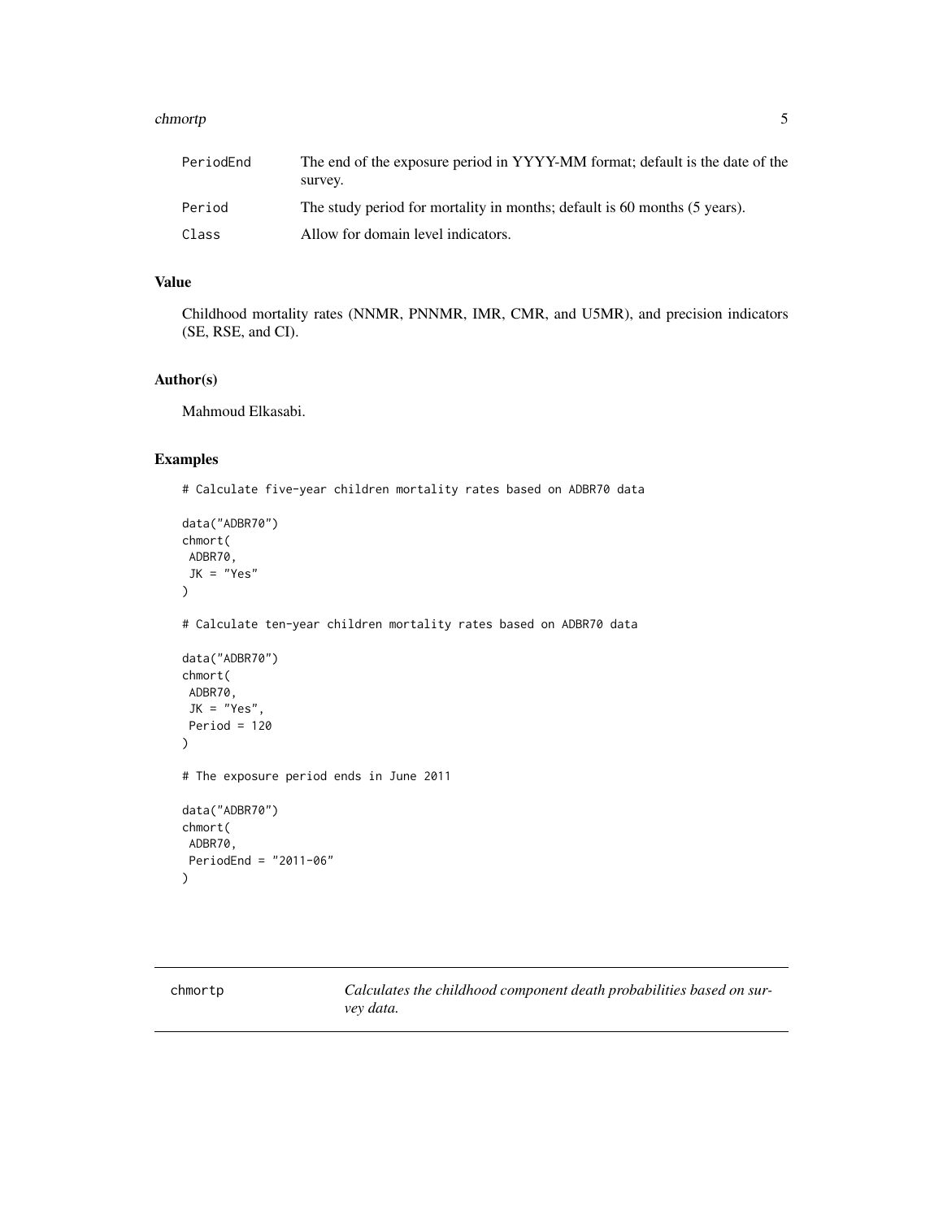| | |
|---|---|
| PeriodEnd | The end of the exposure period in YYYY-MM format; default is the date of the survey. |
| Period | The study period for mortality in months; default is 60 months (5 years). |
| Class | Allow for domain level indicators. |

## Value

Childhood mortality rates (NNMR, PNNMR, IMR, CMR, and U5MR), and precision indicators (SE, RSE, and CI).

## Author(s)

Mahmoud Elkasabi.

## Examples

```
# Calculate five-year children mortality rates based on ADBR70 data

data("ADBR70")
chmort(
 ADBR70,
 JK = "Yes"
)

# Calculate ten-year children mortality rates based on ADBR70 data

data("ADBR70")
chmort(
 ADBR70,
 JK = "Yes",
 Period = 120
)

# The exposure period ends in June 2011

data("ADBR70")
chmort(
 ADBR70,
 PeriodEnd = "2011-06"
)
```

---

chmortp *Calculates the childhood component death probabilities based on survey data.*

---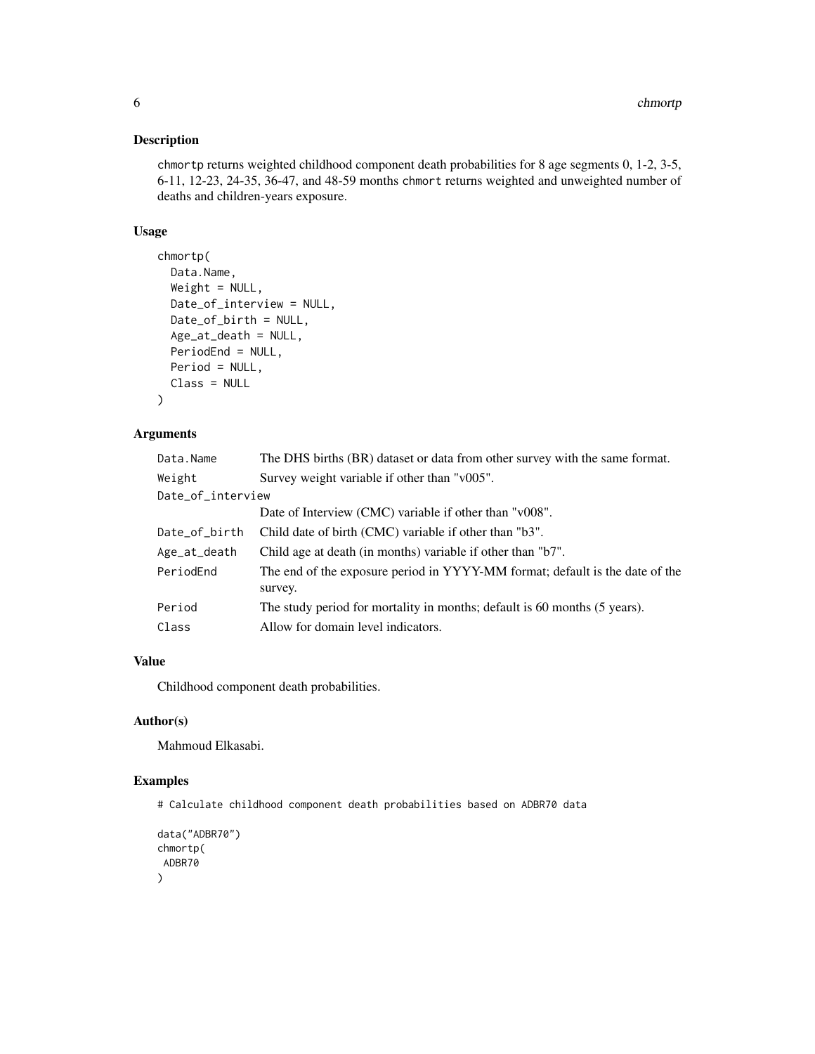## Description

chmortp returns weighted childhood component death probabilities for 8 age segments 0, 1-2, 3-5, 6-11, 12-23, 24-35, 36-47, and 48-59 months chmort returns weighted and unweighted number of deaths and children-years exposure.

## Usage

```
chmortp(
  Data.Name,
  Weight = NULL,
  Date_of_interview = NULL,
  Date_of_birth = NULL,
  Age_at_death = NULL,
  PeriodEnd = NULL,
  Period = NULL,
  Class = NULL
)
```

## Arguments

| | |
|---|---|
| Data.Name | The DHS births (BR) dataset or data from other survey with the same format. |
| Weight | Survey weight variable if other than "v005". |
| Date_of_interview | Date of Interview (CMC) variable if other than "v008". |
| Date_of_birth | Child date of birth (CMC) variable if other than "b3". |
| Age_at_death | Child age at death (in months) variable if other than "b7". |
| PeriodEnd | The end of the exposure period in YYYY-MM format; default is the date of the survey. |
| Period | The study period for mortality in months; default is 60 months (5 years). |
| Class | Allow for domain level indicators. |

## Value

Childhood component death probabilities.

## Author(s)

Mahmoud Elkasabi.

## Examples

```
# Calculate childhood component death probabilities based on ADBR70 data

data("ADBR70")
chmortp(
 ADBR70
)
```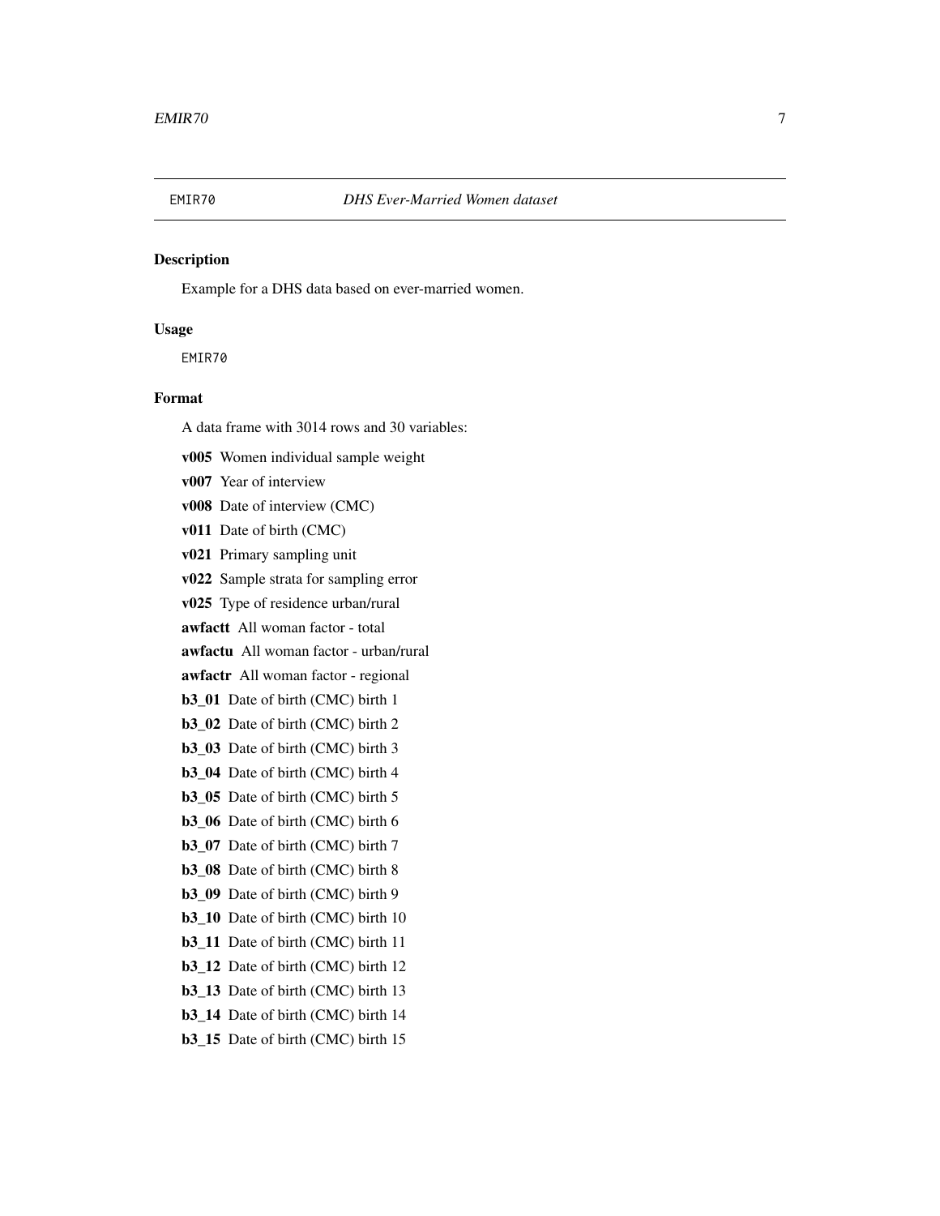## EMIR70 — *DHS Ever-Married Women dataset*

### Description

Example for a DHS data based on ever-married women.

### Usage

```
EMIR70
```

### Format

A data frame with 3014 rows and 30 variables:

**v005** Women individual sample weight

**v007** Year of interview

**v008** Date of interview (CMC)

**v011** Date of birth (CMC)

**v021** Primary sampling unit

**v022** Sample strata for sampling error

**v025** Type of residence urban/rural

**awfactt** All woman factor - total

**awfactu** All woman factor - urban/rural

**awfactr** All woman factor - regional

**b3_01** Date of birth (CMC) birth 1

**b3_02** Date of birth (CMC) birth 2

**b3_03** Date of birth (CMC) birth 3

**b3_04** Date of birth (CMC) birth 4

**b3_05** Date of birth (CMC) birth 5

**b3_06** Date of birth (CMC) birth 6

**b3_07** Date of birth (CMC) birth 7

**b3_08** Date of birth (CMC) birth 8

**b3_09** Date of birth (CMC) birth 9

**b3_10** Date of birth (CMC) birth 10

**b3_11** Date of birth (CMC) birth 11

**b3_12** Date of birth (CMC) birth 12

**b3_13** Date of birth (CMC) birth 13

**b3_14** Date of birth (CMC) birth 14

**b3_15** Date of birth (CMC) birth 15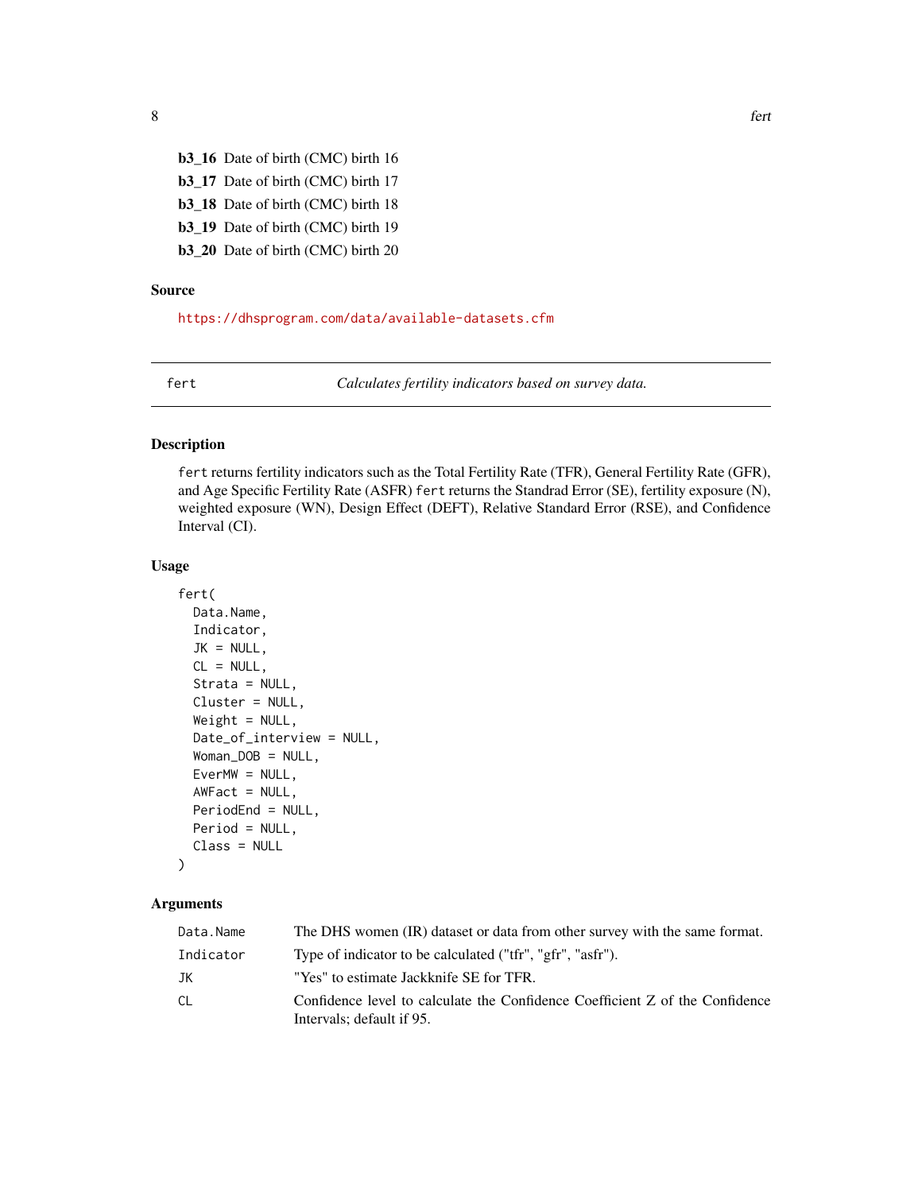**b3_16** Date of birth (CMC) birth 16

**b3_17** Date of birth (CMC) birth 17

**b3_18** Date of birth (CMC) birth 18

**b3_19** Date of birth (CMC) birth 19

**b3_20** Date of birth (CMC) birth 20

### Source

https://dhsprogram.com/data/available-datasets.cfm

---

## fert — *Calculates fertility indicators based on survey data.*

---

### Description

`fert` returns fertility indicators such as the Total Fertility Rate (TFR), General Fertility Rate (GFR), and Age Specific Fertility Rate (ASFR) `fert` returns the Standrad Error (SE), fertility exposure (N), weighted exposure (WN), Design Effect (DEFT), Relative Standard Error (RSE), and Confidence Interval (CI).

### Usage

```
fert(
  Data.Name,
  Indicator,
  JK = NULL,
  CL = NULL,
  Strata = NULL,
  Cluster = NULL,
  Weight = NULL,
  Date_of_interview = NULL,
  Woman_DOB = NULL,
  EverMW = NULL,
  AWFact = NULL,
  PeriodEnd = NULL,
  Period = NULL,
  Class = NULL
)
```

### Arguments

| | |
|---|---|
| `Data.Name` | The DHS women (IR) dataset or data from other survey with the same format. |
| `Indicator` | Type of indicator to be calculated ("tfr", "gfr", "asfr"). |
| `JK` | "Yes" to estimate Jackknife SE for TFR. |
| `CL` | Confidence level to calculate the Confidence Coefficient Z of the Confidence Intervals; default if 95. |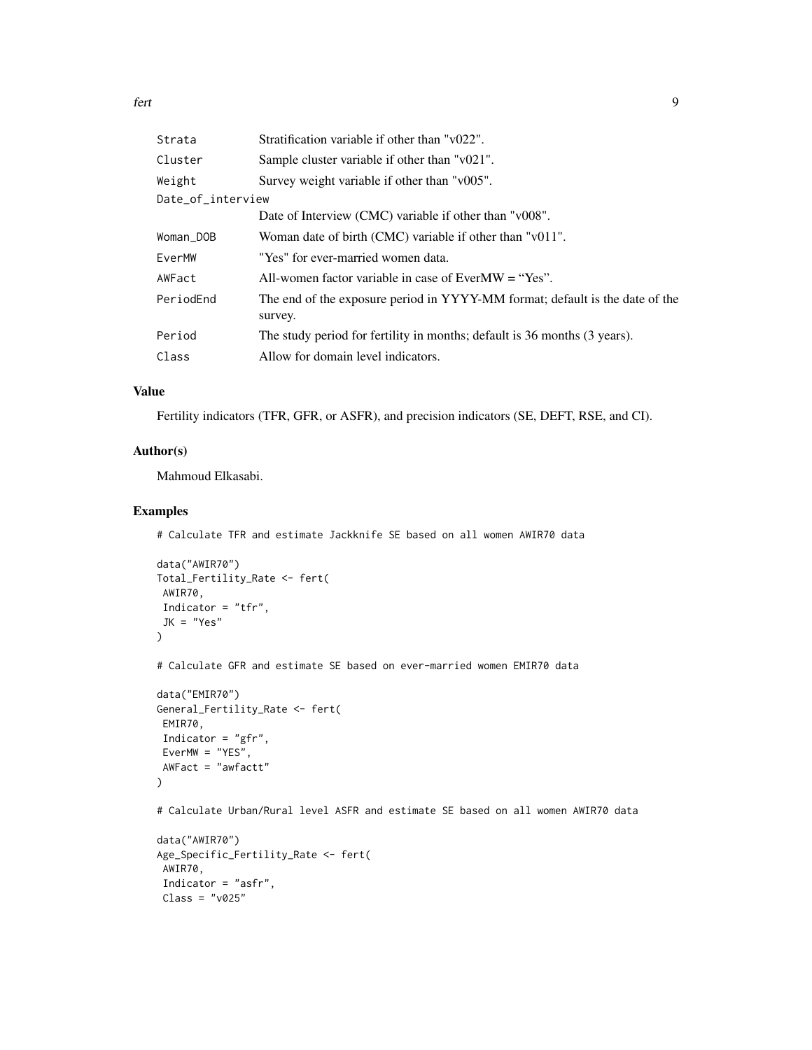| | |
|---|---|
| Strata | Stratification variable if other than "v022". |
| Cluster | Sample cluster variable if other than "v021". |
| Weight | Survey weight variable if other than "v005". |
| Date_of_interview | Date of Interview (CMC) variable if other than "v008". |
| Woman_DOB | Woman date of birth (CMC) variable if other than "v011". |
| EverMW | "Yes" for ever-married women data. |
| AWFact | All-women factor variable in case of EverMW = "Yes". |
| PeriodEnd | The end of the exposure period in YYYY-MM format; default is the date of the survey. |
| Period | The study period for fertility in months; default is 36 months (3 years). |
| Class | Allow for domain level indicators. |

## Value

Fertility indicators (TFR, GFR, or ASFR), and precision indicators (SE, DEFT, RSE, and CI).

## Author(s)

Mahmoud Elkasabi.

## Examples

```
# Calculate TFR and estimate Jackknife SE based on all women AWIR70 data

data("AWIR70")
Total_Fertility_Rate <- fert(
 AWIR70,
 Indicator = "tfr",
 JK = "Yes"
)

# Calculate GFR and estimate SE based on ever-married women EMIR70 data

data("EMIR70")
General_Fertility_Rate <- fert(
 EMIR70,
 Indicator = "gfr",
 EverMW = "YES",
 AWFact = "awfactt"
)

# Calculate Urban/Rural level ASFR and estimate SE based on all women AWIR70 data

data("AWIR70")
Age_Specific_Fertility_Rate <- fert(
 AWIR70,
 Indicator = "asfr",
 Class = "v025"
```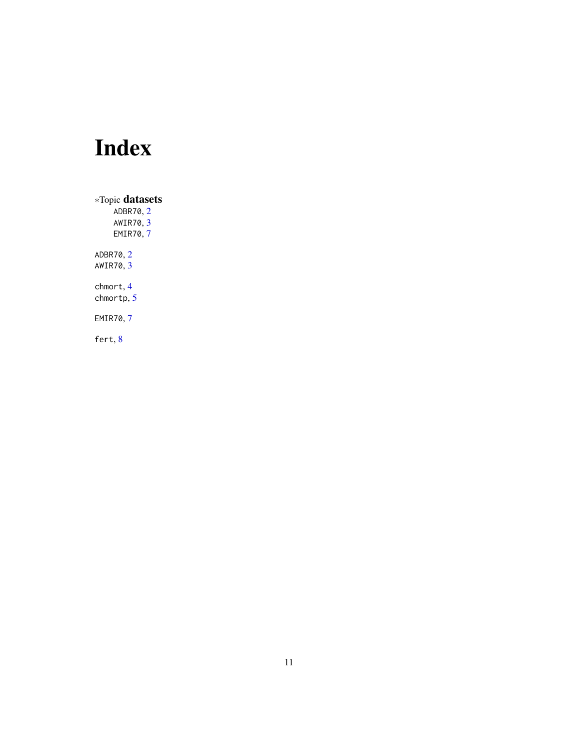# Index

∗Topic **datasets**

  ADBR70, 2
  AWIR70, 3
  EMIR70, 7

ADBR70, 2
AWIR70, 3

chmort, 4
chmortp, 5

EMIR70, 7

fert, 8